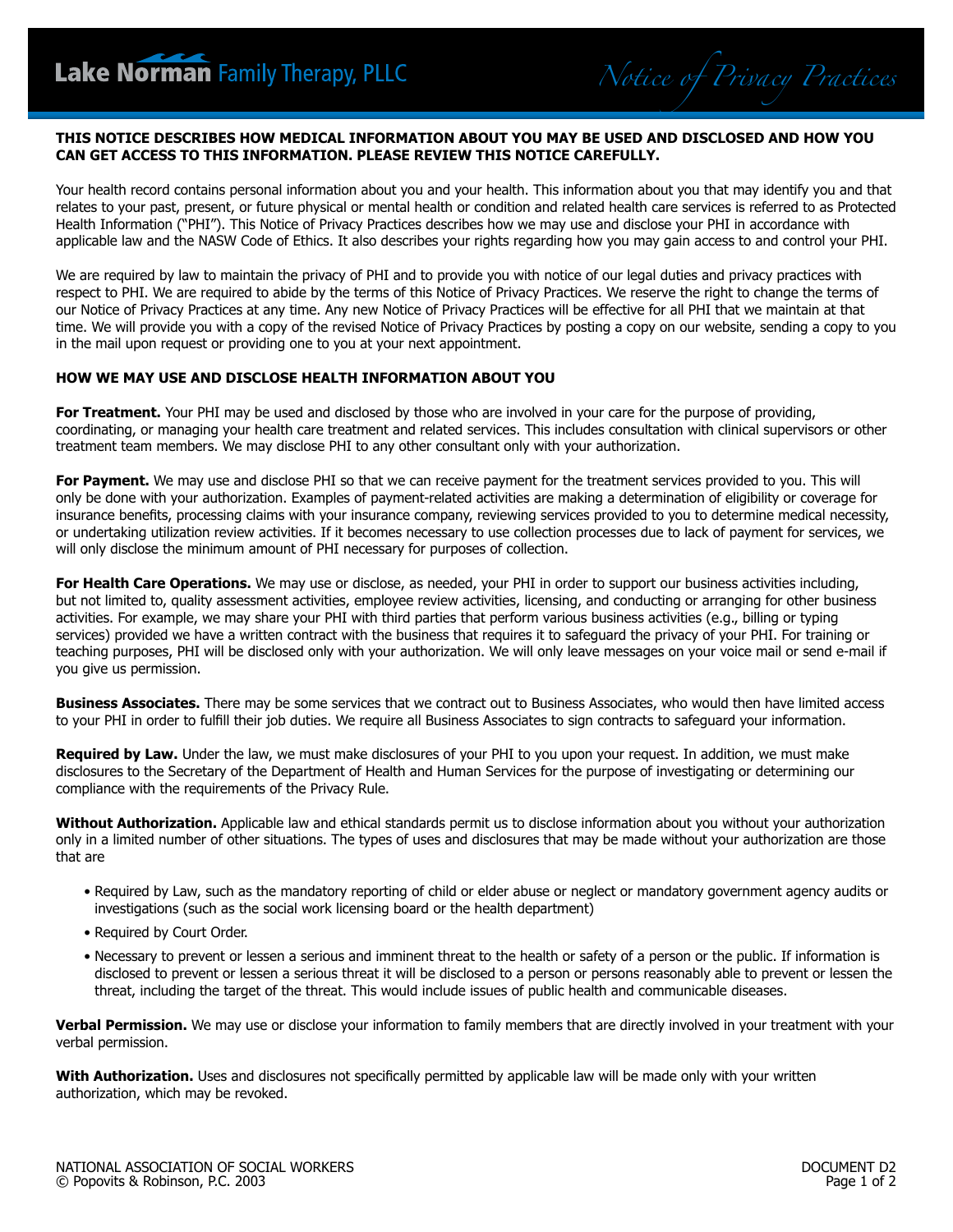# Lake Norman Family Therapy, PLLC

## Notice of Privacy Practices

**THIS NOTICE DESCRIBES HOW MEDICAL INFORMATION ABOUT YOU MAY BE USED AND DISCLOSED AND HOW YOU CAN GET ACCESS TO THIS INFORMATION. PLEASE REVIEW THIS NOTICE CAREFULLY.**

Your health record contains personal information about you and your health. This information about you that may identify you and that relates to your past, present, or future physical or mental health or condition and related health care services is referred to as Protected Health Information ("PHI"). This Notice of Privacy Practices describes how we may use and disclose your PHI in accordance with applicable law and the NASW Code of Ethics. It also describes your rights regarding how you may gain access to and control your PHI.

We are required by law to maintain the privacy of PHI and to provide you with notice of our legal duties and privacy practices with respect to PHI. We are required to abide by the terms of this Notice of Privacy Practices. We reserve the right to change the terms of our Notice of Privacy Practices at any time. Any new Notice of Privacy Practices will be effective for all PHI that we maintain at that time. We will provide you with a copy of the revised Notice of Privacy Practices by posting a copy on our website, sending a copy to you in the mail upon request or providing one to you at your next appointment.

### HOW WE MAY USE AND DISCLOSE HEALTH INFORMATION ABOUT YOU

**For Treatment.** Your PHI may be used and disclosed by those who are involved in your care for the purpose of providing, coordinating, or managing your health care treatment and related services. This includes consultation with clinical supervisors or other treatment team members. We may disclose PHI to any other consultant only with your authorization.

**For Payment.** We may use and disclose PHI so that we can receive payment for the treatment services provided to you. This will only be done with your authorization. Examples of payment-related activities are making a determination of eligibility or coverage for insurance benefits, processing claims with your insurance company, reviewing services provided to you to determine medical necessity, or undertaking utilization review activities. If it becomes necessary to use collection processes due to lack of payment for services, we will only disclose the minimum amount of PHI necessary for purposes of collection.

**For Health Care Operations.** We may use or disclose, as needed, your PHI in order to support our business activities including, but not limited to, quality assessment activities, employee review activities, licensing, and conducting or arranging for other business activities. For example, we may share your PHI with third parties that perform various business activities (e.g., billing or typing services) provided we have a written contract with the business that requires it to safeguard the privacy of your PHI. For training or teaching purposes, PHI will be disclosed only with your authorization. We will only leave messages on your voice mail or send e-mail if you give us permission.

**Business Associates.** There may be some services that we contract out to Business Associates, who would then have limited access to your PHI in order to fulfill their job duties. We require all Business Associates to sign contracts to safeguard your information.

**Required by Law.** Under the law, we must make disclosures of your PHI to you upon your request. In addition, we must make disclosures to the Secretary of the Department of Health and Human Services for the purpose of investigating or determining our compliance with the requirements of the Privacy Rule.

**Without Authorization.** Applicable law and ethical standards permit us to disclose information about you without your authorization only in a limited number of other situations. The types of uses and disclosures that may be made without your authorization are those that are

- Required by Law, such as the mandatory reporting of child or elder abuse or neglect or mandatory government agency audits or investigations (such as the social work licensing board or the health department)
- Required by Court Order.
- Necessary to prevent or lessen a serious and imminent threat to the health or safety of a person or the public. If information is disclosed to prevent or lessen a serious threat it will be disclosed to a person or persons reasonably able to prevent or lessen the threat, including the target of the threat. This would include issues of public health and communicable diseases.

**Verbal Permission.** We may use or disclose your information to family members that are directly involved in your treatment with your verbal permission.

**With Authorization.** Uses and disclosures not specifically permitted by applicable law will be made only with your written authorization, which may be revoked.

NATIONAL ASSOCIATION OF SOCIAL WORKERS
© Popovits & Robinson, P.C. 2003

DOCUMENT D2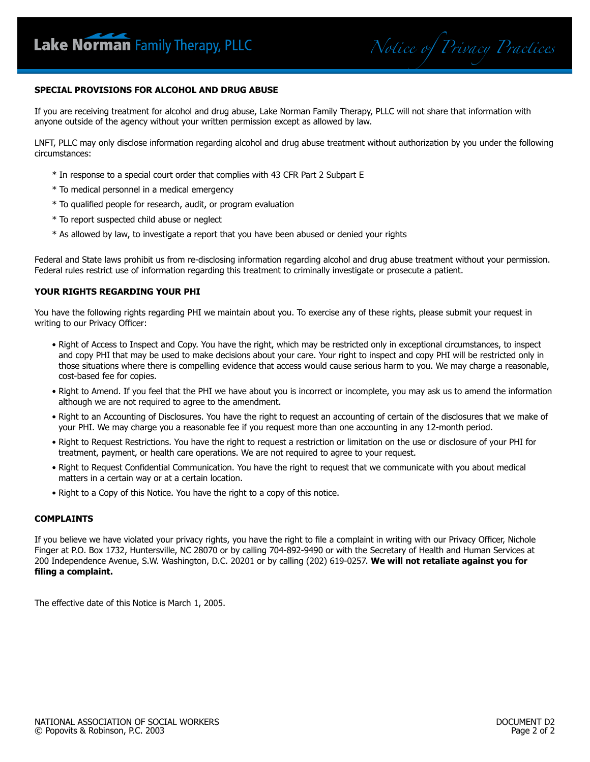## SPECIAL PROVISIONS FOR ALCOHOL AND DRUG ABUSE

If you are receiving treatment for alcohol and drug abuse, Lake Norman Family Therapy, PLLC will not share that information with anyone outside of the agency without your written permission except as allowed by law.

LNFT, PLLC may only disclose information regarding alcohol and drug abuse treatment without authorization by you under the following circumstances:

* In response to a special court order that complies with 43 CFR Part 2 Subpart E
* To medical personnel in a medical emergency
* To qualified people for research, audit, or program evaluation
* To report suspected child abuse or neglect
* As allowed by law, to investigate a report that you have been abused or denied your rights

Federal and State laws prohibit us from re-disclosing information regarding alcohol and drug abuse treatment without your permission. Federal rules restrict use of information regarding this treatment to criminally investigate or prosecute a patient.

## YOUR RIGHTS REGARDING YOUR PHI

You have the following rights regarding PHI we maintain about you. To exercise any of these rights, please submit your request in writing to our Privacy Officer:

- Right of Access to Inspect and Copy. You have the right, which may be restricted only in exceptional circumstances, to inspect and copy PHI that may be used to make decisions about your care. Your right to inspect and copy PHI will be restricted only in those situations where there is compelling evidence that access would cause serious harm to you. We may charge a reasonable, cost-based fee for copies.
- Right to Amend. If you feel that the PHI we have about you is incorrect or incomplete, you may ask us to amend the information although we are not required to agree to the amendment.
- Right to an Accounting of Disclosures. You have the right to request an accounting of certain of the disclosures that we make of your PHI. We may charge you a reasonable fee if you request more than one accounting in any 12-month period.
- Right to Request Restrictions. You have the right to request a restriction or limitation on the use or disclosure of your PHI for treatment, payment, or health care operations. We are not required to agree to your request.
- Right to Request Confidential Communication. You have the right to request that we communicate with you about medical matters in a certain way or at a certain location.
- Right to a Copy of this Notice. You have the right to a copy of this notice.

## COMPLAINTS

If you believe we have violated your privacy rights, you have the right to file a complaint in writing with our Privacy Officer, Nichole Finger at P.O. Box 1732, Huntersville, NC 28070 or by calling 704-892-9490 or with the Secretary of Health and Human Services at 200 Independence Avenue, S.W. Washington, D.C. 20201 or by calling (202) 619-0257. **We will not retaliate against you for filing a complaint.**

The effective date of this Notice is March 1, 2005.